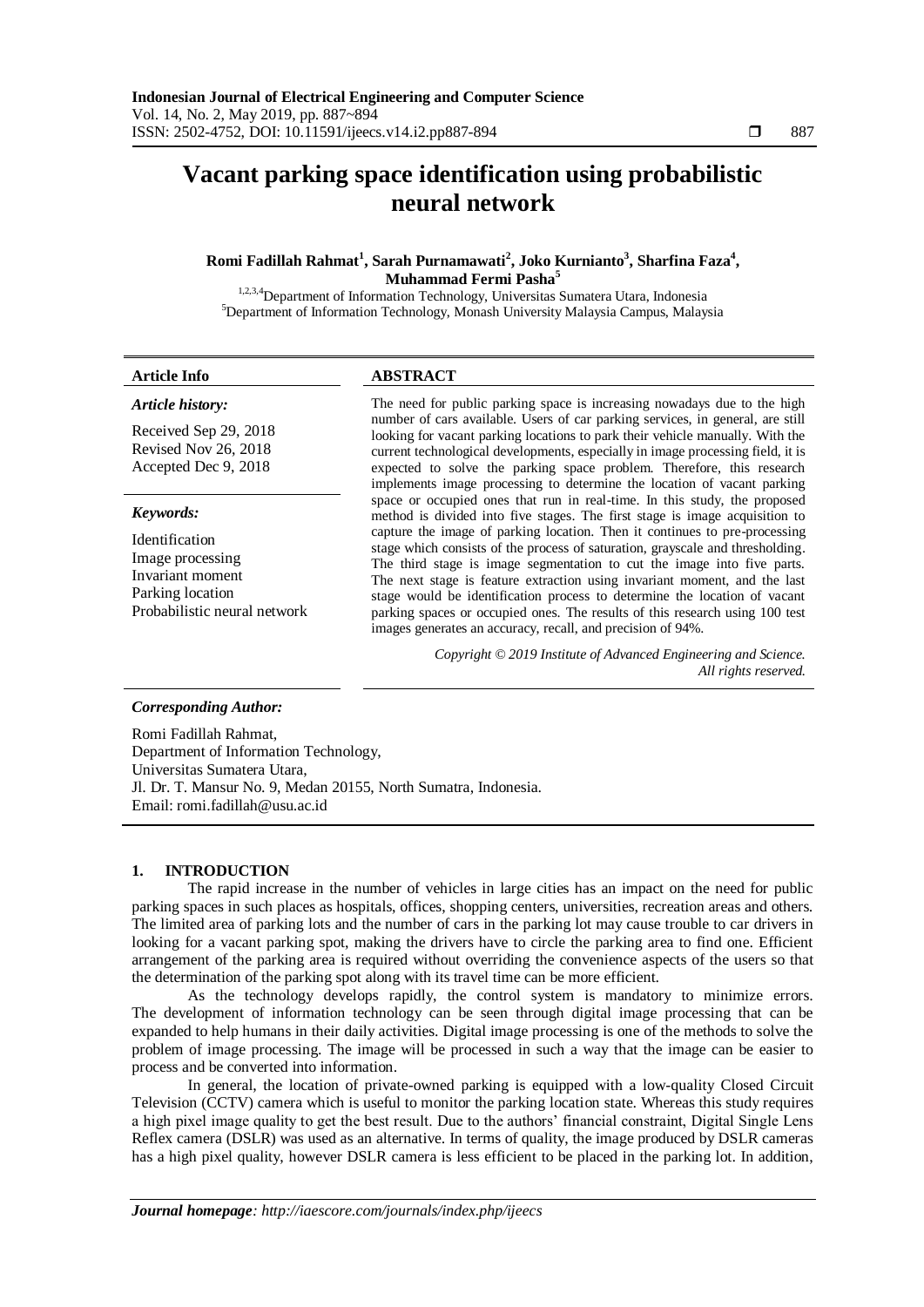# Vacant parking space identification using probabilistic neural network

**Romi Fadillah Rahmat[1], Sarah Purnamawati[2], Joko Kurnianto[3], Sharfina Faza[4], Muhammad Fermi Pasha[5]**

[1,2,3,4]Department of Information Technology, Universitas Sumatera Utara, Indonesia
[5]Department of Information Technology, Monash University Malaysia Campus, Malaysia

**Article Info**

*Article history:*

Received Sep 29, 2018
Revised Nov 26, 2018
Accepted Dec 9, 2018

*Keywords:*

Identification
Image processing
Invariant moment
Parking location
Probabilistic neural network

**ABSTRACT**

The need for public parking space is increasing nowadays due to the high number of cars available. Users of car parking services, in general, are still looking for vacant parking locations to park their vehicle manually. With the current technological developments, especially in image processing field, it is expected to solve the parking space problem. Therefore, this research implements image processing to determine the location of vacant parking space or occupied ones that run in real-time. In this study, the proposed method is divided into five stages. The first stage is image acquisition to capture the image of parking location. Then it continues to pre-processing stage which consists of the process of saturation, grayscale and thresholding. The third stage is image segmentation to cut the image into five parts. The next stage is feature extraction using invariant moment, and the last stage would be identification process to determine the location of vacant parking spaces or occupied ones. The results of this research using 100 test images generates an accuracy, recall, and precision of 94%.

*Copyright © 2019 Institute of Advanced Engineering and Science. All rights reserved.*

***Corresponding Author:***

Romi Fadillah Rahmat,
Department of Information Technology,
Universitas Sumatera Utara,
Jl. Dr. T. Mansur No. 9, Medan 20155, North Sumatra, Indonesia.
Email: romi.fadillah@usu.ac.id

## 1. INTRODUCTION

The rapid increase in the number of vehicles in large cities has an impact on the need for public parking spaces in such places as hospitals, offices, shopping centers, universities, recreation areas and others. The limited area of parking lots and the number of cars in the parking lot may cause trouble to car drivers in looking for a vacant parking spot, making the drivers have to circle the parking area to find one. Efficient arrangement of the parking area is required without overriding the convenience aspects of the users so that the determination of the parking spot along with its travel time can be more efficient.

As the technology develops rapidly, the control system is mandatory to minimize errors. The development of information technology can be seen through digital image processing that can be expanded to help humans in their daily activities. Digital image processing is one of the methods to solve the problem of image processing. The image will be processed in such a way that the image can be easier to process and be converted into information.

In general, the location of private-owned parking is equipped with a low-quality Closed Circuit Television (CCTV) camera which is useful to monitor the parking location state. Whereas this study requires a high pixel image quality to get the best result. Due to the authors' financial constraint, Digital Single Lens Reflex camera (DSLR) was used as an alternative. In terms of quality, the image produced by DSLR cameras has a high pixel quality, however DSLR camera is less efficient to be placed in the parking lot. In addition,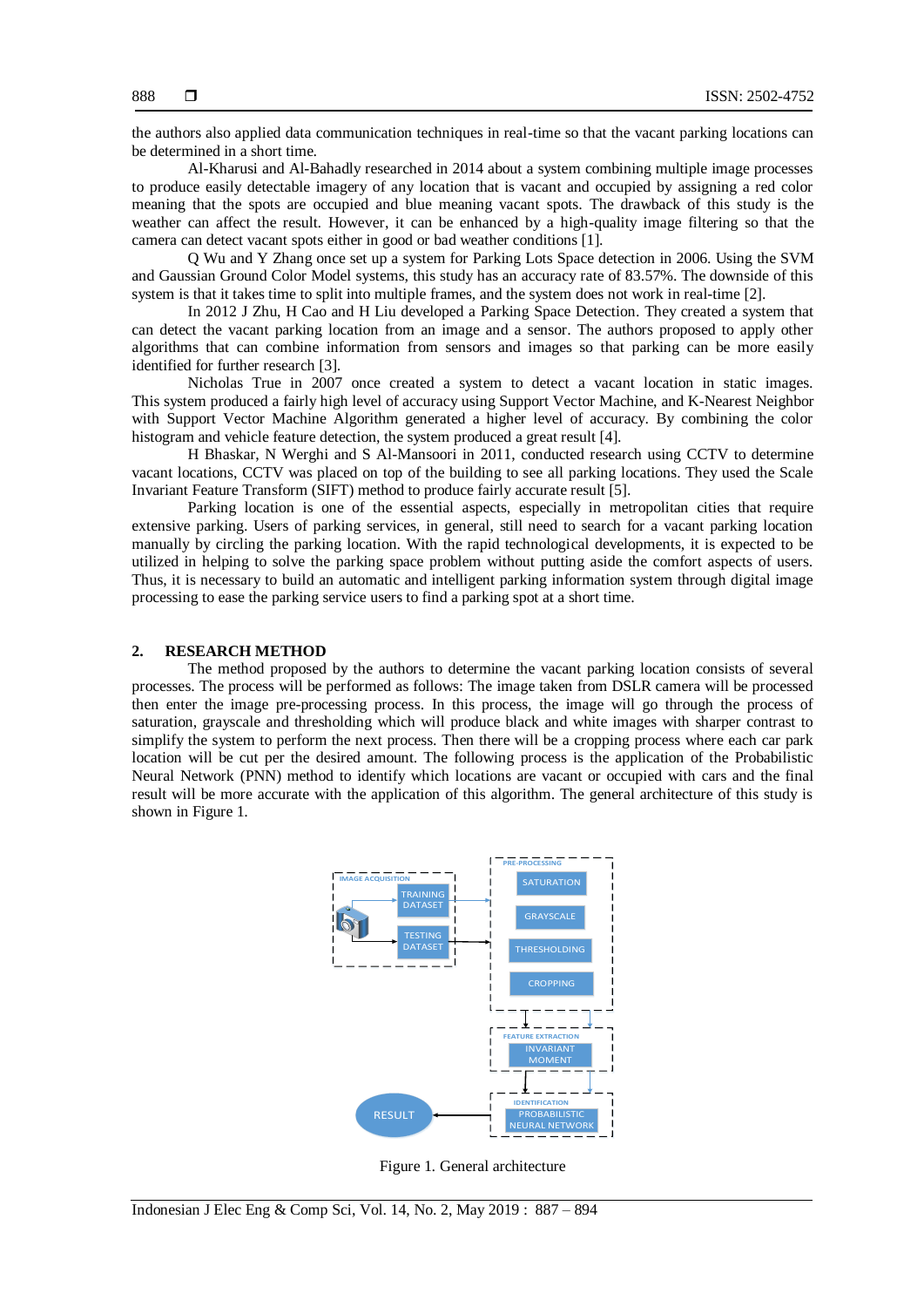the authors also applied data communication techniques in real-time so that the vacant parking locations can be determined in a short time.

Al-Kharusi and Al-Bahadly researched in 2014 about a system combining multiple image processes to produce easily detectable imagery of any location that is vacant and occupied by assigning a red color meaning that the spots are occupied and blue meaning vacant spots. The drawback of this study is the weather can affect the result. However, it can be enhanced by a high-quality image filtering so that the camera can detect vacant spots either in good or bad weather conditions [1].

Q Wu and Y Zhang once set up a system for Parking Lots Space detection in 2006. Using the SVM and Gaussian Ground Color Model systems, this study has an accuracy rate of 83.57%. The downside of this system is that it takes time to split into multiple frames, and the system does not work in real-time [2].

In 2012 J Zhu, H Cao and H Liu developed a Parking Space Detection. They created a system that can detect the vacant parking location from an image and a sensor. The authors proposed to apply other algorithms that can combine information from sensors and images so that parking can be more easily identified for further research [3].

Nicholas True in 2007 once created a system to detect a vacant location in static images. This system produced a fairly high level of accuracy using Support Vector Machine, and K-Nearest Neighbor with Support Vector Machine Algorithm generated a higher level of accuracy. By combining the color histogram and vehicle feature detection, the system produced a great result [4].

H Bhaskar, N Werghi and S Al-Mansoori in 2011, conducted research using CCTV to determine vacant locations, CCTV was placed on top of the building to see all parking locations. They used the Scale Invariant Feature Transform (SIFT) method to produce fairly accurate result [5].

Parking location is one of the essential aspects, especially in metropolitan cities that require extensive parking. Users of parking services, in general, still need to search for a vacant parking location manually by circling the parking location. With the rapid technological developments, it is expected to be utilized in helping to solve the parking space problem without putting aside the comfort aspects of users. Thus, it is necessary to build an automatic and intelligent parking information system through digital image processing to ease the parking service users to find a parking spot at a short time.

## 2. RESEARCH METHOD

The method proposed by the authors to determine the vacant parking location consists of several processes. The process will be performed as follows: The image taken from DSLR camera will be processed then enter the image pre-processing process. In this process, the image will go through the process of saturation, grayscale and thresholding which will produce black and white images with sharper contrast to simplify the system to perform the next process. Then there will be a cropping process where each car park location will be cut per the desired amount. The following process is the application of the Probabilistic Neural Network (PNN) method to identify which locations are vacant or occupied with cars and the final result will be more accurate with the application of this algorithm. The general architecture of this study is shown in Figure 1.

Figure 1. General architecture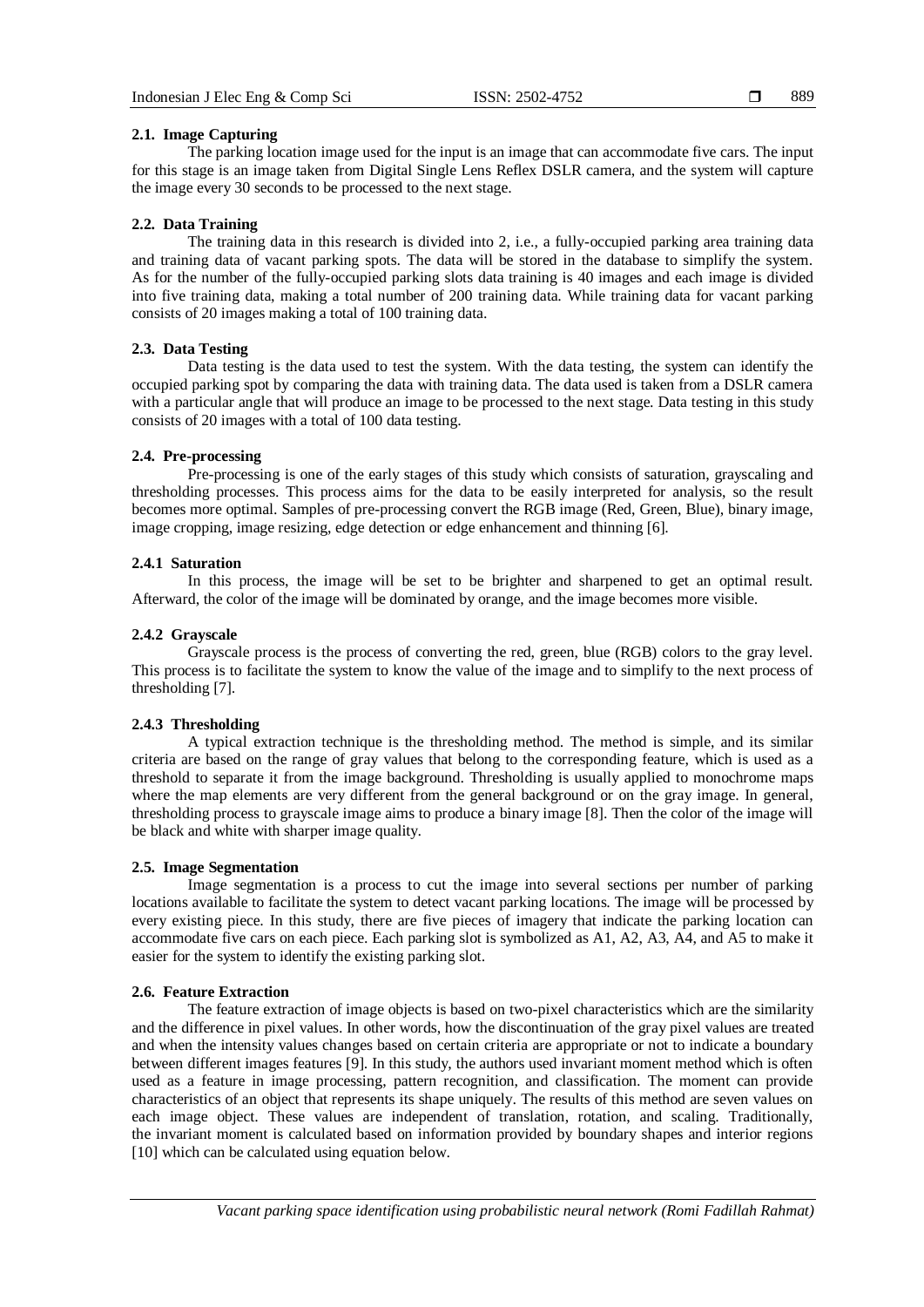### 2.1. Image Capturing

The parking location image used for the input is an image that can accommodate five cars. The input for this stage is an image taken from Digital Single Lens Reflex DSLR camera, and the system will capture the image every 30 seconds to be processed to the next stage.

### 2.2. Data Training

The training data in this research is divided into 2, i.e., a fully-occupied parking area training data and training data of vacant parking spots. The data will be stored in the database to simplify the system. As for the number of the fully-occupied parking slots data training is 40 images and each image is divided into five training data, making a total number of 200 training data. While training data for vacant parking consists of 20 images making a total of 100 training data.

### 2.3. Data Testing

Data testing is the data used to test the system. With the data testing, the system can identify the occupied parking spot by comparing the data with training data. The data used is taken from a DSLR camera with a particular angle that will produce an image to be processed to the next stage. Data testing in this study consists of 20 images with a total of 100 data testing.

### 2.4. Pre-processing

Pre-processing is one of the early stages of this study which consists of saturation, grayscaling and thresholding processes. This process aims for the data to be easily interpreted for analysis, so the result becomes more optimal. Samples of pre-processing convert the RGB image (Red, Green, Blue), binary image, image cropping, image resizing, edge detection or edge enhancement and thinning [6].

#### 2.4.1 Saturation

In this process, the image will be set to be brighter and sharpened to get an optimal result. Afterward, the color of the image will be dominated by orange, and the image becomes more visible.

#### 2.4.2 Grayscale

Grayscale process is the process of converting the red, green, blue (RGB) colors to the gray level. This process is to facilitate the system to know the value of the image and to simplify to the next process of thresholding [7].

#### 2.4.3 Thresholding

A typical extraction technique is the thresholding method. The method is simple, and its similar criteria are based on the range of gray values that belong to the corresponding feature, which is used as a threshold to separate it from the image background. Thresholding is usually applied to monochrome maps where the map elements are very different from the general background or on the gray image. In general, thresholding process to grayscale image aims to produce a binary image [8]. Then the color of the image will be black and white with sharper image quality.

### 2.5. Image Segmentation

Image segmentation is a process to cut the image into several sections per number of parking locations available to facilitate the system to detect vacant parking locations. The image will be processed by every existing piece. In this study, there are five pieces of imagery that indicate the parking location can accommodate five cars on each piece. Each parking slot is symbolized as A1, A2, A3, A4, and A5 to make it easier for the system to identify the existing parking slot.

### 2.6. Feature Extraction

The feature extraction of image objects is based on two-pixel characteristics which are the similarity and the difference in pixel values. In other words, how the discontinuation of the gray pixel values are treated and when the intensity values changes based on certain criteria are appropriate or not to indicate a boundary between different images features [9]. In this study, the authors used invariant moment method which is often used as a feature in image processing, pattern recognition, and classification. The moment can provide characteristics of an object that represents its shape uniquely. The results of this method are seven values on each image object. These values are independent of translation, rotation, and scaling. Traditionally, the invariant moment is calculated based on information provided by boundary shapes and interior regions [10] which can be calculated using equation below.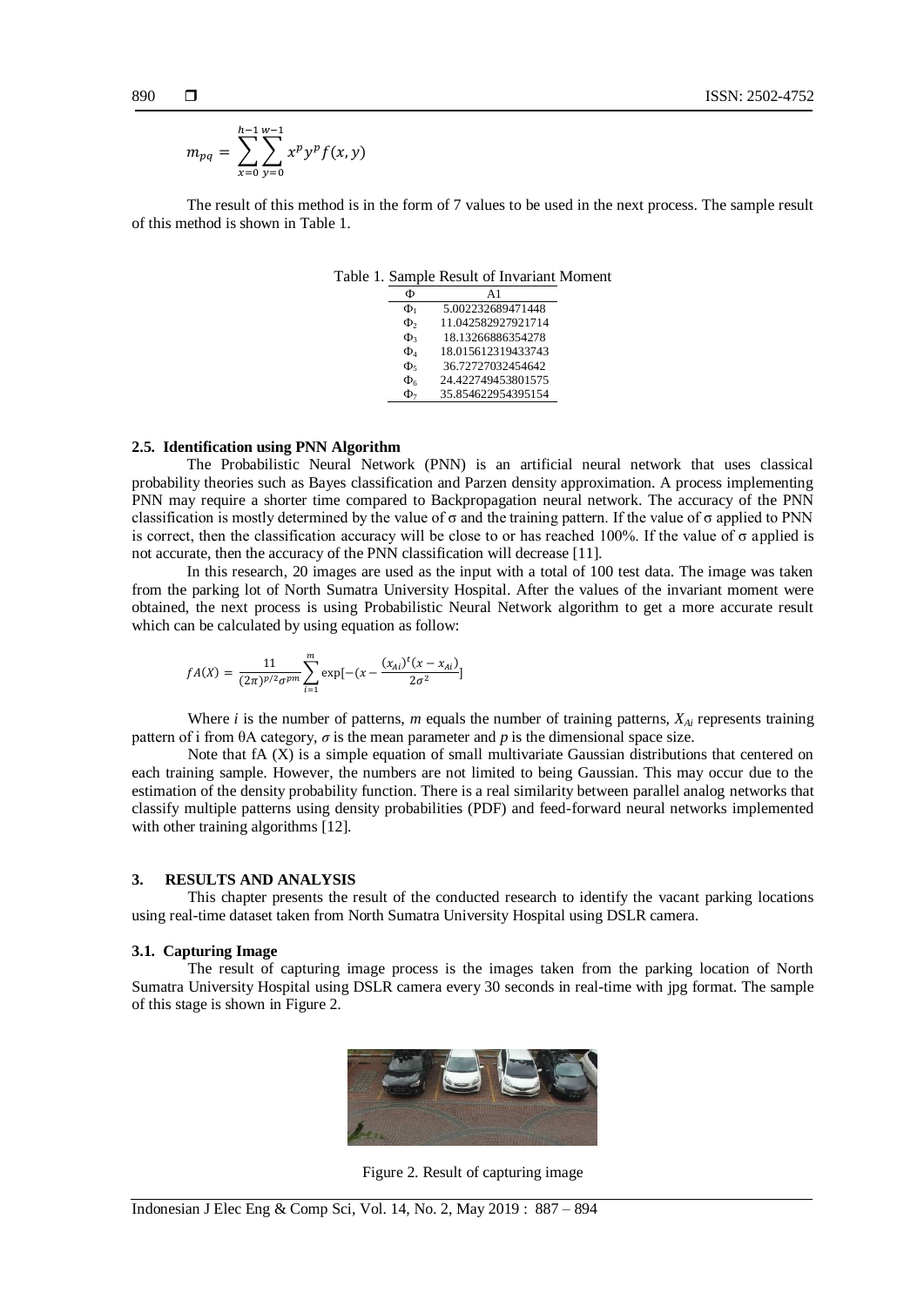$$m_{pq} = \sum_{x=0}^{h-1} \sum_{y=0}^{w-1} x^p y^p f(x, y)$$

The result of this method is in the form of 7 values to be used in the next process. The sample result of this method is shown in Table 1.

Table 1. Sample Result of Invariant Moment

| Φ | A1 |
|---|---|
| $\Phi_1$ | 5.002232689471448 |
| $\Phi_2$ | 11.042582927921714 |
| $\Phi_3$ | 18.13266886354278 |
| $\Phi_4$ | 18.015612319433743 |
| $\Phi_5$ | 36.72727032454642 |
| $\Phi_6$ | 24.422749453801575 |
| $\Phi_7$ | 35.854622954395154 |

### 2.5. Identification using PNN Algorithm

The Probabilistic Neural Network (PNN) is an artificial neural network that uses classical probability theories such as Bayes classification and Parzen density approximation. A process implementing PNN may require a shorter time compared to Backpropagation neural network. The accuracy of the PNN classification is mostly determined by the value of σ and the training pattern. If the value of σ applied to PNN is correct, then the classification accuracy will be close to or has reached 100%. If the value of σ applied is not accurate, then the accuracy of the PNN classification will decrease [11].

In this research, 20 images are used as the input with a total of 100 test data. The image was taken from the parking lot of North Sumatra University Hospital. After the values of the invariant moment were obtained, the next process is using Probabilistic Neural Network algorithm to get a more accurate result which can be calculated by using equation as follow:

$$fA(X) = \frac{11}{(2\pi)^{p/2}\sigma^{pm}} \sum_{i=1}^{m} \exp[-(x - \frac{(x_{Ai})^t(x - x_{Ai})}{2\sigma^2}]$$

Where $i$ is the number of patterns, $m$ equals the number of training patterns, $X_{Ai}$ represents training pattern of i from θA category, $\sigma$ is the mean parameter and $p$ is the dimensional space size.

Note that fA (X) is a simple equation of small multivariate Gaussian distributions that centered on each training sample. However, the numbers are not limited to being Gaussian. This may occur due to the estimation of the density probability function. There is a real similarity between parallel analog networks that classify multiple patterns using density probabilities (PDF) and feed-forward neural networks implemented with other training algorithms [12].

## 3. RESULTS AND ANALYSIS

This chapter presents the result of the conducted research to identify the vacant parking locations using real-time dataset taken from North Sumatra University Hospital using DSLR camera.

### 3.1. Capturing Image

The result of capturing image process is the images taken from the parking location of North Sumatra University Hospital using DSLR camera every 30 seconds in real-time with jpg format. The sample of this stage is shown in Figure 2.

Figure 2. Result of capturing image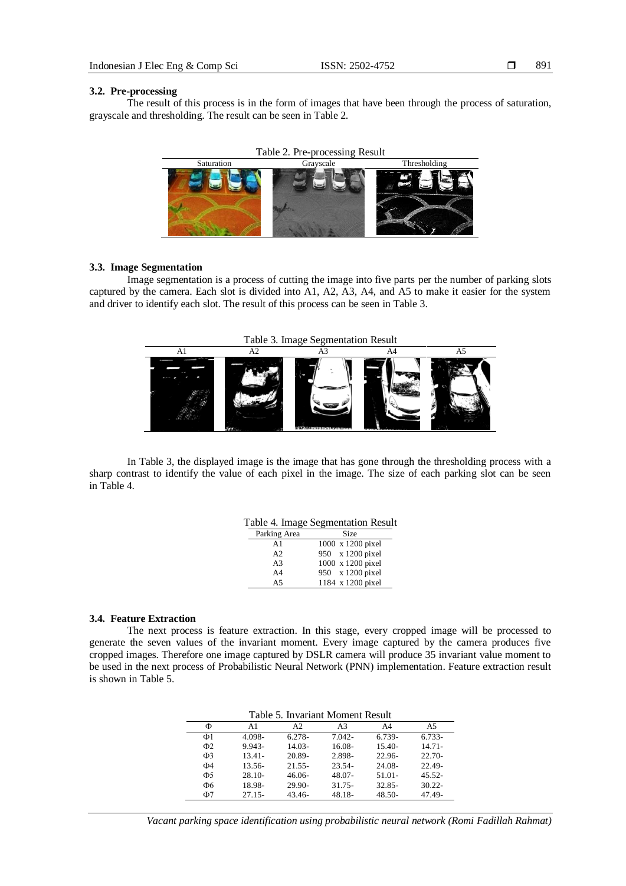### 3.2. Pre-processing

The result of this process is in the form of images that have been through the process of saturation, grayscale and thresholding. The result can be seen in Table 2.

Table 2. Pre-processing Result

| Saturation | Grayscale | Thresholding |
|---|---|---|
| | | |

### 3.3. Image Segmentation

Image segmentation is a process of cutting the image into five parts per the number of parking slots captured by the camera. Each slot is divided into A1, A2, A3, A4, and A5 to make it easier for the system and driver to identify each slot. The result of this process can be seen in Table 3.

Table 3. Image Segmentation Result

| A1 | A2 | A3 | A4 | A5 |
|---|---|---|---|---|
| | | | | |

In Table 3, the displayed image is the image that has gone through the thresholding process with a sharp contrast to identify the value of each pixel in the image. The size of each parking slot can be seen in Table 4.

Table 4. Image Segmentation Result

| Parking Area | Size |
|---|---|
| A1 | 1000 x 1200 pixel |
| A2 | 950 x 1200 pixel |
| A3 | 1000 x 1200 pixel |
| A4 | 950 x 1200 pixel |
| A5 | 1184 x 1200 pixel |

### 3.4. Feature Extraction

The next process is feature extraction. In this stage, every cropped image will be processed to generate the seven values of the invariant moment. Every image captured by the camera produces five cropped images. Therefore one image captured by DSLR camera will produce 35 invariant value moment to be used in the next process of Probabilistic Neural Network (PNN) implementation. Feature extraction result is shown in Table 5.

Table 5. Invariant Moment Result

| Φ | A1 | A2 | A3 | A4 | A5 |
|---|---|---|---|---|---|
| Φ1 | 4.098- | 6.278- | 7.042- | 6.739- | 6.733- |
| Φ2 | 9.943- | 14.03- | 16.08- | 15.40- | 14.71- |
| Φ3 | 13.41- | 20.89- | 2.898- | 22.96- | 22.70- |
| Φ4 | 13.56- | 21.55- | 23.54- | 24.08- | 22.49- |
| Φ5 | 28.10- | 46.06- | 48.07- | 51.01- | 45.52- |
| Φ6 | 18.98- | 29.90- | 31.75- | 32.85- | 30.22- |
| Φ7 | 27.15- | 43.46- | 48.18- | 48.50- | 47.49- |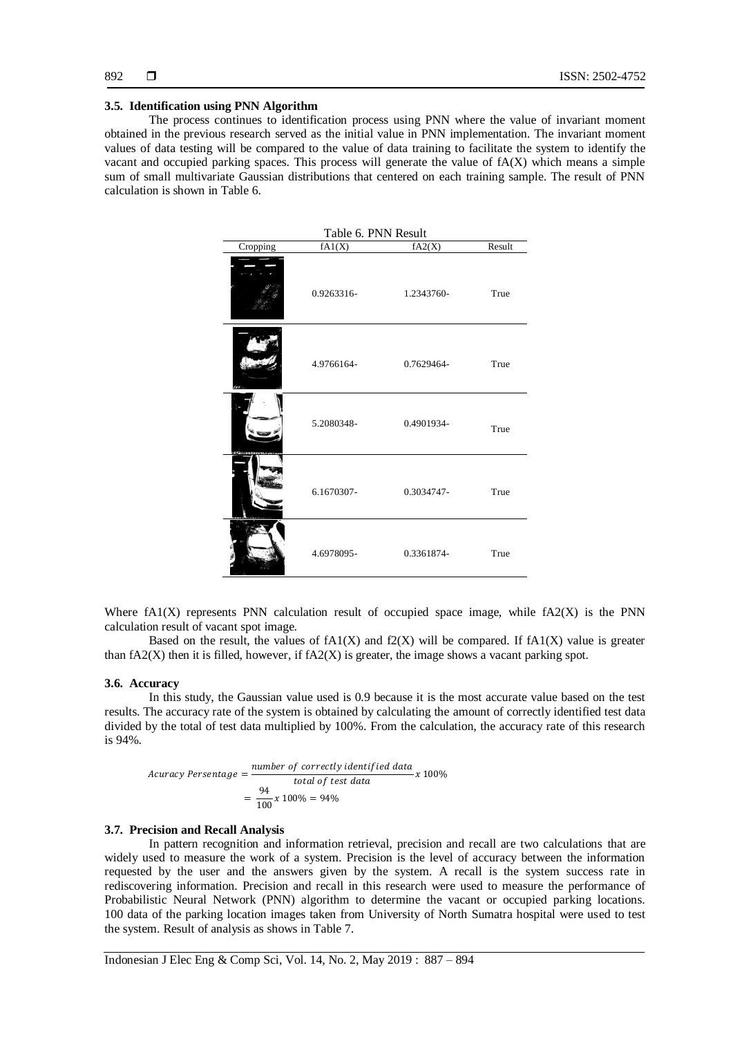### 3.5. Identification using PNN Algorithm

The process continues to identification process using PNN where the value of invariant moment obtained in the previous research served as the initial value in PNN implementation. The invariant moment values of data testing will be compared to the value of data training to facilitate the system to identify the vacant and occupied parking spaces. This process will generate the value of fA(X) which means a simple sum of small multivariate Gaussian distributions that centered on each training sample. The result of PNN calculation is shown in Table 6.

Table 6. PNN Result

| Cropping | fA1(X) | fA2(X) | Result |
|---|---|---|---|
| | 0.9263316- | 1.2343760- | True |
| | 4.9766164- | 0.7629464- | True |
| | 5.2080348- | 0.4901934- | True |
| | 6.1670307- | 0.3034747- | True |
| | 4.6978095- | 0.3361874- | True |

Where fA1(X) represents PNN calculation result of occupied space image, while fA2(X) is the PNN calculation result of vacant spot image.

Based on the result, the values of fA1(X) and f2(X) will be compared. If fA1(X) value is greater than fA2(X) then it is filled, however, if fA2(X) is greater, the image shows a vacant parking spot.

### 3.6. Accuracy

In this study, the Gaussian value used is 0.9 because it is the most accurate value based on the test results. The accuracy rate of the system is obtained by calculating the amount of correctly identified test data divided by the total of test data multiplied by 100%. From the calculation, the accuracy rate of this research is 94%.

$$Acuracy\ Persentage = \frac{number\ of\ correctly\ identified\ data}{total\ of\ test\ data} x\ 100\%$$

$$= \frac{94}{100} x\ 100\% = 94\%$$

### 3.7. Precision and Recall Analysis

In pattern recognition and information retrieval, precision and recall are two calculations that are widely used to measure the work of a system. Precision is the level of accuracy between the information requested by the user and the answers given by the system. A recall is the system success rate in rediscovering information. Precision and recall in this research were used to measure the performance of Probabilistic Neural Network (PNN) algorithm to determine the vacant or occupied parking locations. 100 data of the parking location images taken from University of North Sumatra hospital were used to test the system. Result of analysis as shows in Table 7.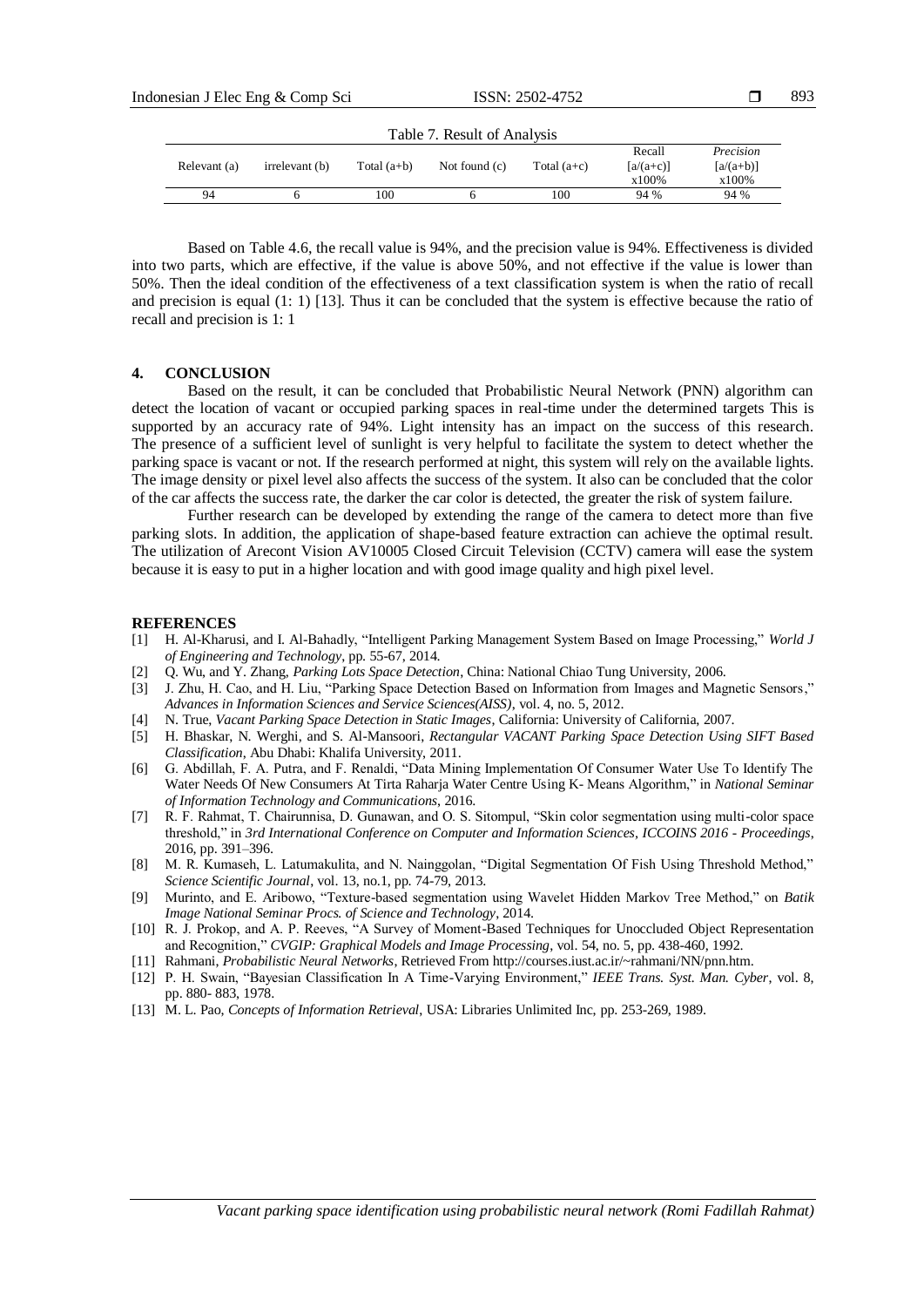Table 7. Result of Analysis

| Relevant (a) | irrelevant (b) | Total (a+b) | Not found (c) | Total (a+c) | Recall [a/(a+c)] x100% | *Precision* [a/(a+b)] x100% |
|---|---|---|---|---|---|---|
| 94 | 6 | 100 | 6 | 100 | 94 % | 94 % |

Based on Table 4.6, the recall value is 94%, and the precision value is 94%. Effectiveness is divided into two parts, which are effective, if the value is above 50%, and not effective if the value is lower than 50%. Then the ideal condition of the effectiveness of a text classification system is when the ratio of recall and precision is equal (1: 1) [13]. Thus it can be concluded that the system is effective because the ratio of recall and precision is 1: 1

## 4. CONCLUSION

Based on the result, it can be concluded that Probabilistic Neural Network (PNN) algorithm can detect the location of vacant or occupied parking spaces in real-time under the determined targets This is supported by an accuracy rate of 94%. Light intensity has an impact on the success of this research. The presence of a sufficient level of sunlight is very helpful to facilitate the system to detect whether the parking space is vacant or not. If the research performed at night, this system will rely on the available lights. The image density or pixel level also affects the success of the system. It also can be concluded that the color of the car affects the success rate, the darker the car color is detected, the greater the risk of system failure.

Further research can be developed by extending the range of the camera to detect more than five parking slots. In addition, the application of shape-based feature extraction can achieve the optimal result. The utilization of Arecont Vision AV10005 Closed Circuit Television (CCTV) camera will ease the system because it is easy to put in a higher location and with good image quality and high pixel level.

## REFERENCES

[1] H. Al-Kharusi, and I. Al-Bahadly, "Intelligent Parking Management System Based on Image Processing," *World J of Engineering and Technology*, pp. 55-67, 2014.

[2] Q. Wu, and Y. Zhang, *Parking Lots Space Detection*, China: National Chiao Tung University, 2006.

[3] J. Zhu, H. Cao, and H. Liu, "Parking Space Detection Based on Information from Images and Magnetic Sensors," *Advances in Information Sciences and Service Sciences(AISS)*, vol. 4, no. 5, 2012.

[4] N. True, *Vacant Parking Space Detection in Static Images*, California: University of California, 2007.

[5] H. Bhaskar, N. Werghi, and S. Al-Mansoori, *Rectangular VACANT Parking Space Detection Using SIFT Based Classification*, Abu Dhabi: Khalifa University, 2011.

[6] G. Abdillah, F. A. Putra, and F. Renaldi, "Data Mining Implementation Of Consumer Water Use To Identify The Water Needs Of New Consumers At Tirta Raharja Water Centre Using K- Means Algorithm," in *National Seminar of Information Technology and Communications*, 2016.

[7] R. F. Rahmat, T. Chairunnisa, D. Gunawan, and O. S. Sitompul, "Skin color segmentation using multi-color space threshold," in *3rd International Conference on Computer and Information Sciences, ICCOINS 2016 - Proceedings*, 2016, pp. 391–396.

[8] M. R. Kumaseh, L. Latumakulita, and N. Nainggolan, "Digital Segmentation Of Fish Using Threshold Method," *Science Scientific Journal*, vol. 13, no.1, pp. 74-79, 2013.

[9] Murinto, and E. Aribowo, "Texture-based segmentation using Wavelet Hidden Markov Tree Method," on *Batik Image National Seminar Procs. of Science and Technology*, 2014.

[10] R. J. Prokop, and A. P. Reeves, "A Survey of Moment-Based Techniques for Unoccluded Object Representation and Recognition," *CVGIP: Graphical Models and Image Processing*, vol. 54, no. 5, pp. 438-460, 1992.

[11] Rahmani, *Probabilistic Neural Networks*, Retrieved From http://courses.iust.ac.ir/~rahmani/NN/pnn.htm.

[12] P. H. Swain, "Bayesian Classification In A Time-Varying Environment," *IEEE Trans. Syst. Man. Cyber*, vol. 8, pp. 880- 883, 1978.

[13] M. L. Pao, *Concepts of Information Retrieval*, USA: Libraries Unlimited Inc, pp. 253-269, 1989.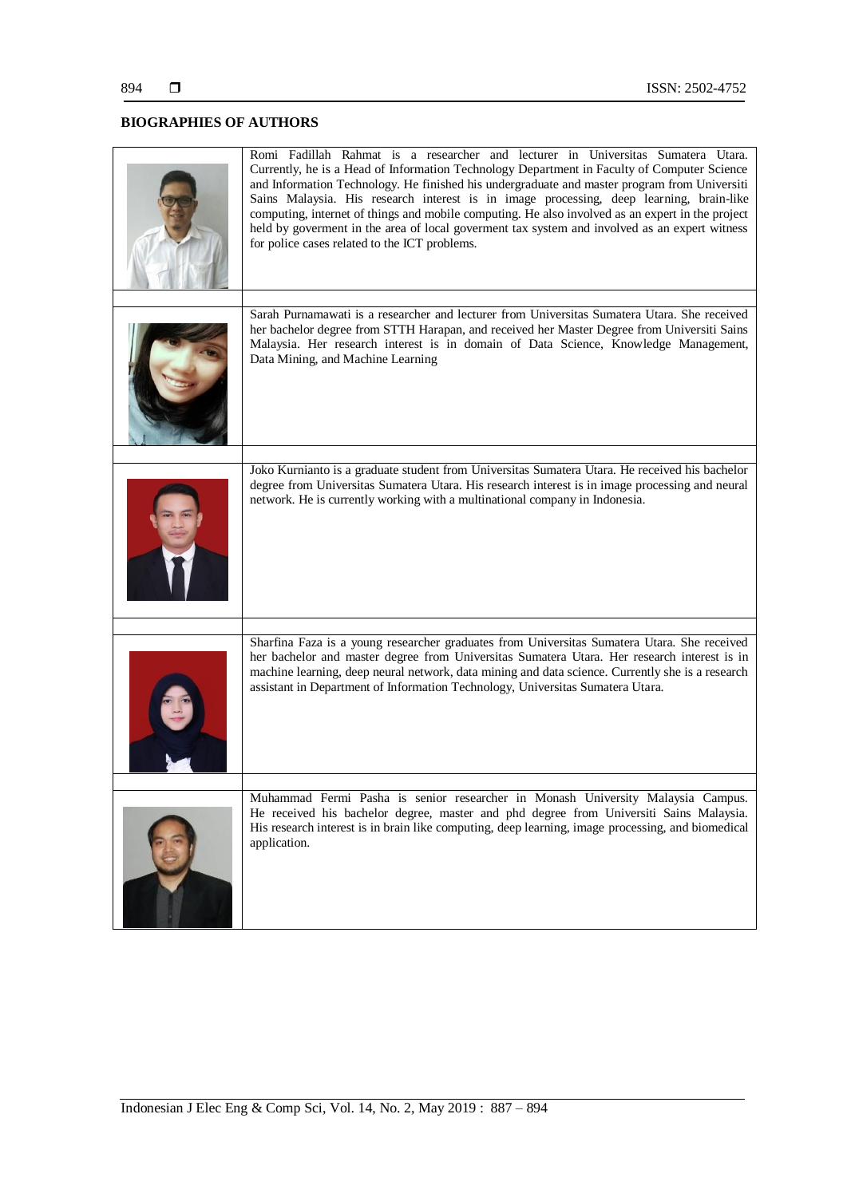**BIOGRAPHIES OF AUTHORS**

Romi Fadillah Rahmat is a researcher and lecturer in Universitas Sumatera Utara. Currently, he is a Head of Information Technology Department in Faculty of Computer Science and Information Technology. He finished his undergraduate and master program from Universiti Sains Malaysia. His research interest is in image processing, deep learning, brain-like computing, internet of things and mobile computing. He also involved as an expert in the project held by goverment in the area of local goverment tax system and involved as an expert witness for police cases related to the ICT problems.

Sarah Purnamawati is a researcher and lecturer from Universitas Sumatera Utara. She received her bachelor degree from STTH Harapan, and received her Master Degree from Universiti Sains Malaysia. Her research interest is in domain of Data Science, Knowledge Management, Data Mining, and Machine Learning

Joko Kurnianto is a graduate student from Universitas Sumatera Utara. He received his bachelor degree from Universitas Sumatera Utara. His research interest is in image processing and neural network. He is currently working with a multinational company in Indonesia.

Sharfina Faza is a young researcher graduates from Universitas Sumatera Utara. She received her bachelor and master degree from Universitas Sumatera Utara. Her research interest is in machine learning, deep neural network, data mining and data science. Currently she is a research assistant in Department of Information Technology, Universitas Sumatera Utara.

Muhammad Fermi Pasha is senior researcher in Monash University Malaysia Campus. He received his bachelor degree, master and phd degree from Universiti Sains Malaysia. His research interest is in brain like computing, deep learning, image processing, and biomedical application.